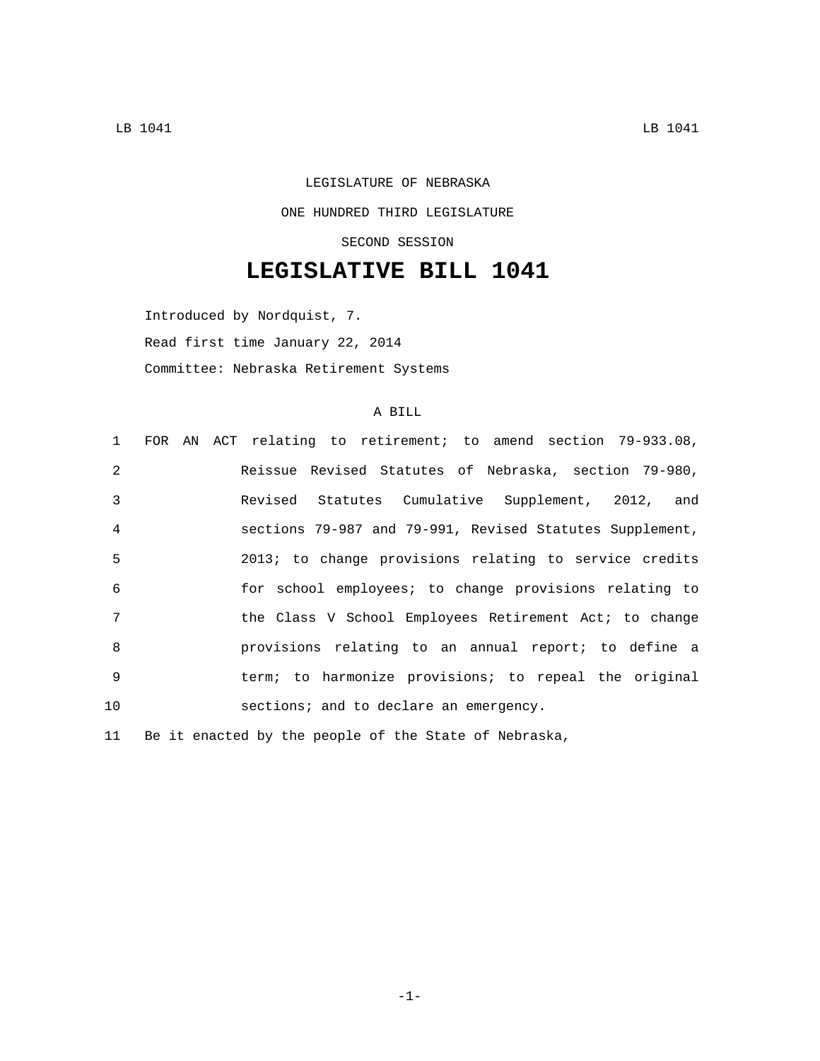LEGISLATURE OF NEBRASKA

ONE HUNDRED THIRD LEGISLATURE

SECOND SESSION

# LEGISLATIVE BILL 1041

Introduced by Nordquist, 7.

Read first time January 22, 2014

Committee: Nebraska Retirement Systems

A BILL

1 FOR AN ACT relating to retirement; to amend section 79-933.08,
2 Reissue Revised Statutes of Nebraska, section 79-980,
3 Revised Statutes Cumulative Supplement, 2012, and
4 sections 79-987 and 79-991, Revised Statutes Supplement,
5 2013; to change provisions relating to service credits
6 for school employees; to change provisions relating to
7 the Class V School Employees Retirement Act; to change
8 provisions relating to an annual report; to define a
9 term; to harmonize provisions; to repeal the original
10 sections; and to declare an emergency.

11 Be it enacted by the people of the State of Nebraska,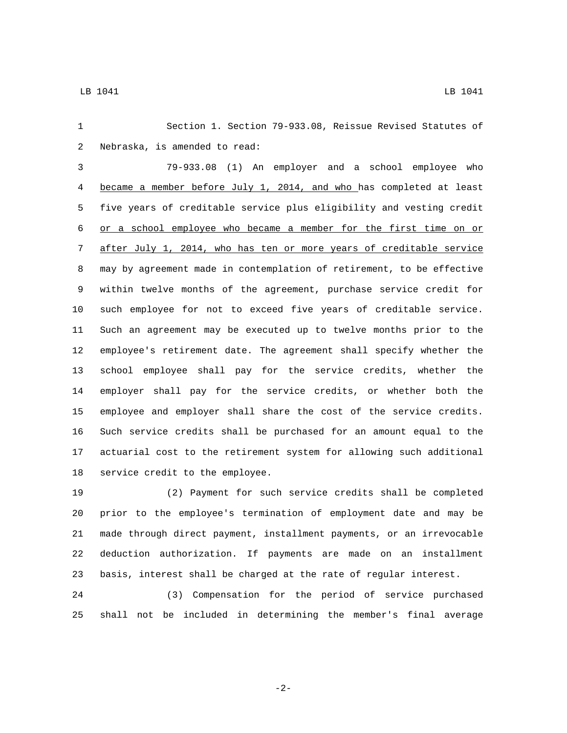Section 1. Section 79-933.08, Reissue Revised Statutes of Nebraska, is amended to read:

79-933.08 (1) An employer and a school employee who became a member before July 1, 2014, and who has completed at least five years of creditable service plus eligibility and vesting credit or a school employee who became a member for the first time on or after July 1, 2014, who has ten or more years of creditable service may by agreement made in contemplation of retirement, to be effective within twelve months of the agreement, purchase service credit for such employee for not to exceed five years of creditable service. Such an agreement may be executed up to twelve months prior to the employee's retirement date. The agreement shall specify whether the school employee shall pay for the service credits, whether the employer shall pay for the service credits, or whether both the employee and employer shall share the cost of the service credits. Such service credits shall be purchased for an amount equal to the actuarial cost to the retirement system for allowing such additional service credit to the employee.

(2) Payment for such service credits shall be completed prior to the employee's termination of employment date and may be made through direct payment, installment payments, or an irrevocable deduction authorization. If payments are made on an installment basis, interest shall be charged at the rate of regular interest.

(3) Compensation for the period of service purchased shall not be included in determining the member's final average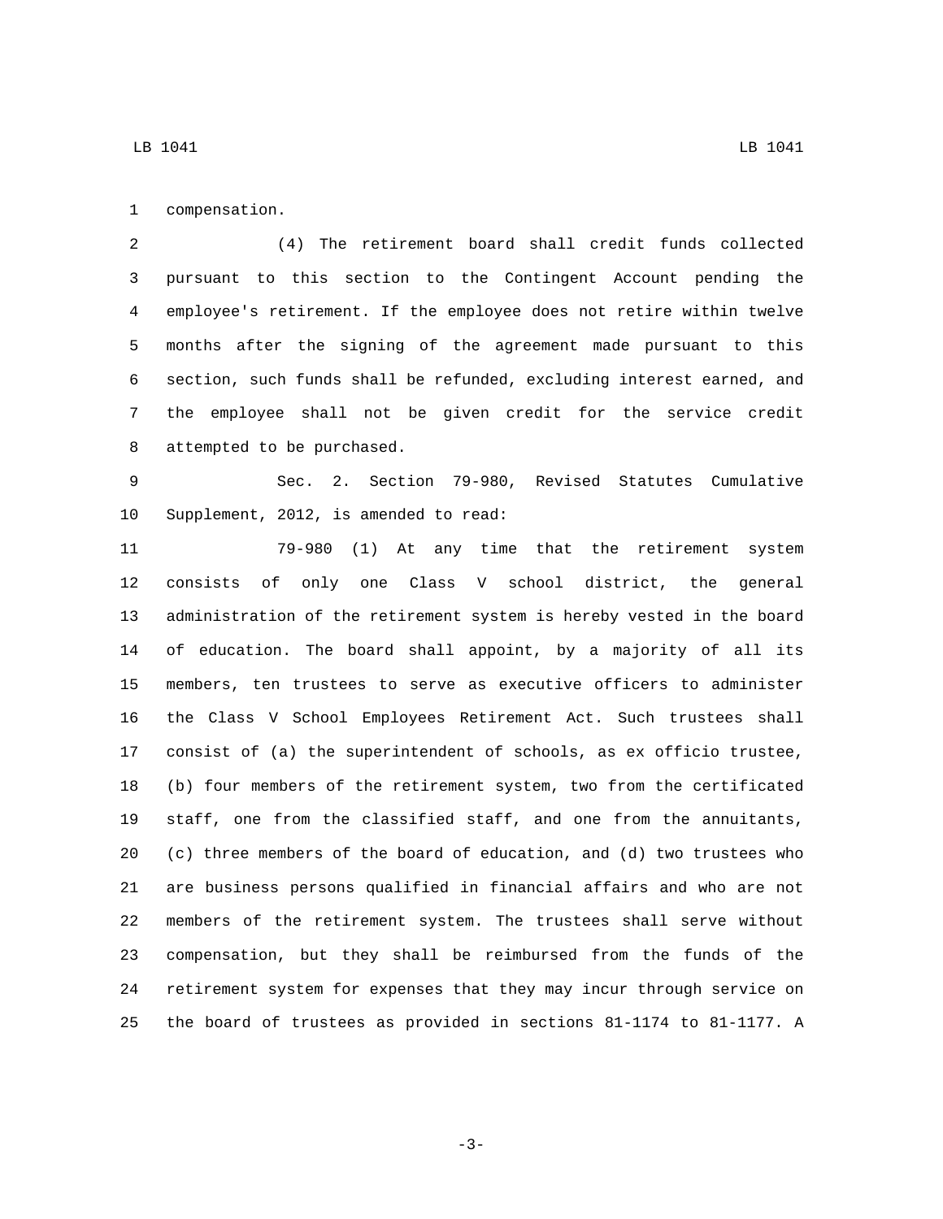compensation.

(4) The retirement board shall credit funds collected pursuant to this section to the Contingent Account pending the employee's retirement. If the employee does not retire within twelve months after the signing of the agreement made pursuant to this section, such funds shall be refunded, excluding interest earned, and the employee shall not be given credit for the service credit attempted to be purchased.

Sec. 2. Section 79-980, Revised Statutes Cumulative Supplement, 2012, is amended to read:

79-980 (1) At any time that the retirement system consists of only one Class V school district, the general administration of the retirement system is hereby vested in the board of education. The board shall appoint, by a majority of all its members, ten trustees to serve as executive officers to administer the Class V School Employees Retirement Act. Such trustees shall consist of (a) the superintendent of schools, as ex officio trustee, (b) four members of the retirement system, two from the certificated staff, one from the classified staff, and one from the annuitants, (c) three members of the board of education, and (d) two trustees who are business persons qualified in financial affairs and who are not members of the retirement system. The trustees shall serve without compensation, but they shall be reimbursed from the funds of the retirement system for expenses that they may incur through service on the board of trustees as provided in sections 81-1174 to 81-1177. A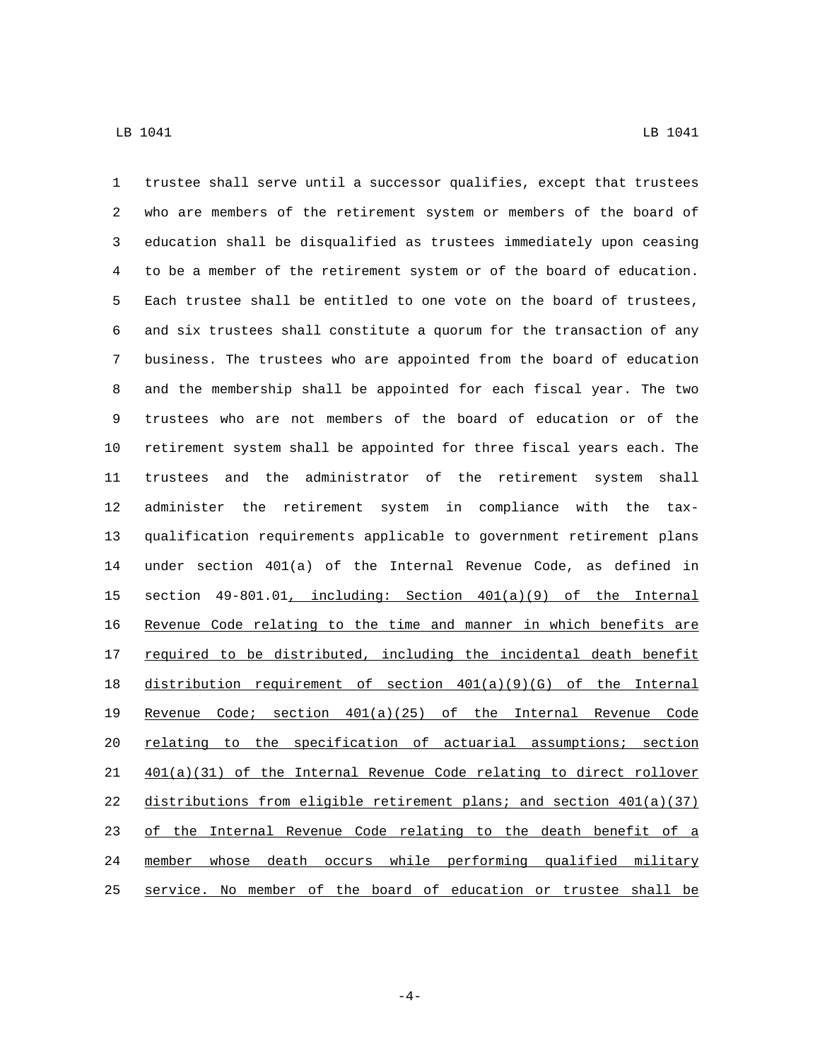trustee shall serve until a successor qualifies, except that trustees who are members of the retirement system or members of the board of education shall be disqualified as trustees immediately upon ceasing to be a member of the retirement system or of the board of education. Each trustee shall be entitled to one vote on the board of trustees, and six trustees shall constitute a quorum for the transaction of any business. The trustees who are appointed from the board of education and the membership shall be appointed for each fiscal year. The two trustees who are not members of the board of education or of the retirement system shall be appointed for three fiscal years each. The trustees and the administrator of the retirement system shall administer the retirement system in compliance with the tax-qualification requirements applicable to government retirement plans under section 401(a) of the Internal Revenue Code, as defined in section 49-801.01<u>, including: Section 401(a)(9) of the Internal Revenue Code relating to the time and manner in which benefits are required to be distributed, including the incidental death benefit distribution requirement of section 401(a)(9)(G) of the Internal Revenue Code; section 401(a)(25) of the Internal Revenue Code relating to the specification of actuarial assumptions; section 401(a)(31) of the Internal Revenue Code relating to direct rollover distributions from eligible retirement plans; and section 401(a)(37) of the Internal Revenue Code relating to the death benefit of a member whose death occurs while performing qualified military service. No member of the board of education or trustee shall be</u>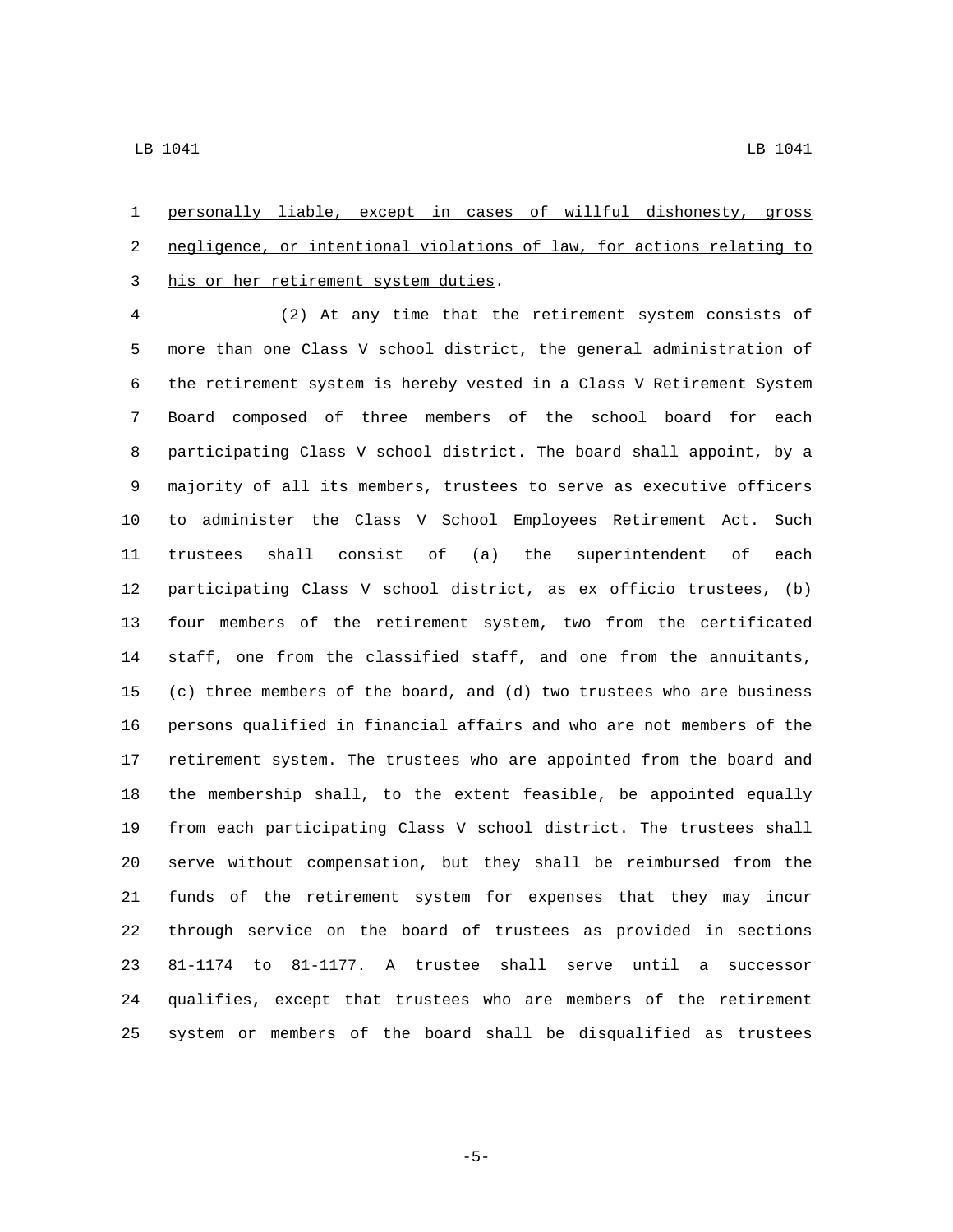personally liable, except in cases of willful dishonesty, gross negligence, or intentional violations of law, for actions relating to his or her retirement system duties.

(2) At any time that the retirement system consists of more than one Class V school district, the general administration of the retirement system is hereby vested in a Class V Retirement System Board composed of three members of the school board for each participating Class V school district. The board shall appoint, by a majority of all its members, trustees to serve as executive officers to administer the Class V School Employees Retirement Act. Such trustees shall consist of (a) the superintendent of each participating Class V school district, as ex officio trustees, (b) four members of the retirement system, two from the certificated staff, one from the classified staff, and one from the annuitants, (c) three members of the board, and (d) two trustees who are business persons qualified in financial affairs and who are not members of the retirement system. The trustees who are appointed from the board and the membership shall, to the extent feasible, be appointed equally from each participating Class V school district. The trustees shall serve without compensation, but they shall be reimbursed from the funds of the retirement system for expenses that they may incur through service on the board of trustees as provided in sections 81-1174 to 81-1177. A trustee shall serve until a successor qualifies, except that trustees who are members of the retirement system or members of the board shall be disqualified as trustees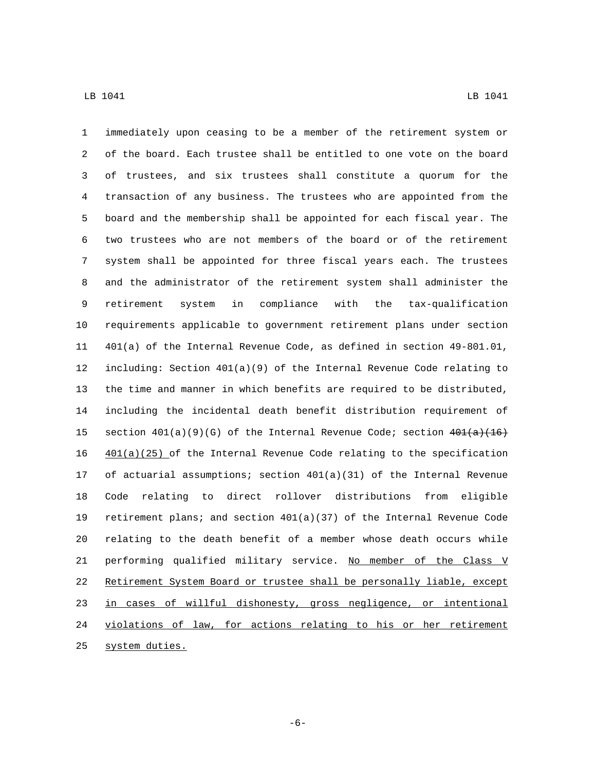immediately upon ceasing to be a member of the retirement system or of the board. Each trustee shall be entitled to one vote on the board of trustees, and six trustees shall constitute a quorum for the transaction of any business. The trustees who are appointed from the board and the membership shall be appointed for each fiscal year. The two trustees who are not members of the board or of the retirement system shall be appointed for three fiscal years each. The trustees and the administrator of the retirement system shall administer the retirement system in compliance with the tax-qualification requirements applicable to government retirement plans under section 401(a) of the Internal Revenue Code, as defined in section 49-801.01, including: Section 401(a)(9) of the Internal Revenue Code relating to the time and manner in which benefits are required to be distributed, including the incidental death benefit distribution requirement of section 401(a)(9)(G) of the Internal Revenue Code; section ~~401(a)(16)~~ 401(a)(25) of the Internal Revenue Code relating to the specification of actuarial assumptions; section 401(a)(31) of the Internal Revenue Code relating to direct rollover distributions from eligible retirement plans; and section 401(a)(37) of the Internal Revenue Code relating to the death benefit of a member whose death occurs while performing qualified military service. No member of the Class V Retirement System Board or trustee shall be personally liable, except in cases of willful dishonesty, gross negligence, or intentional violations of law, for actions relating to his or her retirement system duties.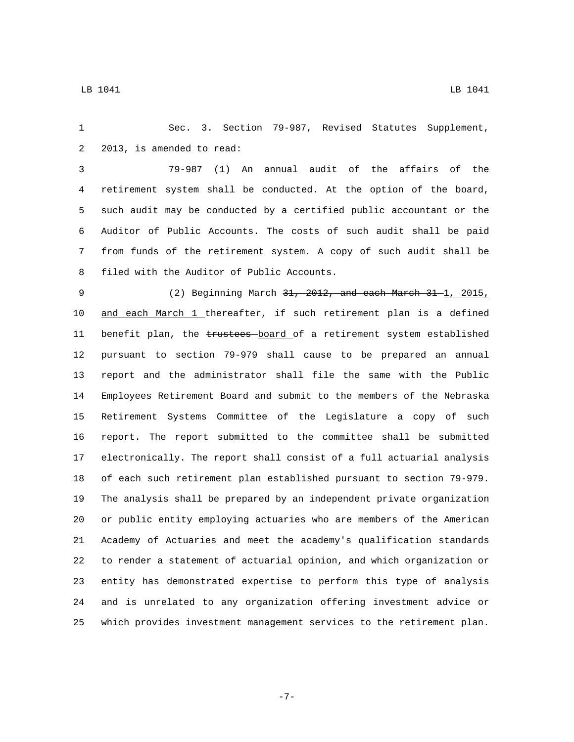Sec. 3. Section 79-987, Revised Statutes Supplement, 2013, is amended to read:

79-987 (1) An annual audit of the affairs of the retirement system shall be conducted. At the option of the board, such audit may be conducted by a certified public accountant or the Auditor of Public Accounts. The costs of such audit shall be paid from funds of the retirement system. A copy of such audit shall be filed with the Auditor of Public Accounts.

(2) Beginning March ~~31, 2012, and each March 31~~ 1, 2015, and each March 1 thereafter, if such retirement plan is a defined benefit plan, the ~~trustees~~ board of a retirement system established pursuant to section 79-979 shall cause to be prepared an annual report and the administrator shall file the same with the Public Employees Retirement Board and submit to the members of the Nebraska Retirement Systems Committee of the Legislature a copy of such report. The report submitted to the committee shall be submitted electronically. The report shall consist of a full actuarial analysis of each such retirement plan established pursuant to section 79-979. The analysis shall be prepared by an independent private organization or public entity employing actuaries who are members of the American Academy of Actuaries and meet the academy's qualification standards to render a statement of actuarial opinion, and which organization or entity has demonstrated expertise to perform this type of analysis and is unrelated to any organization offering investment advice or which provides investment management services to the retirement plan.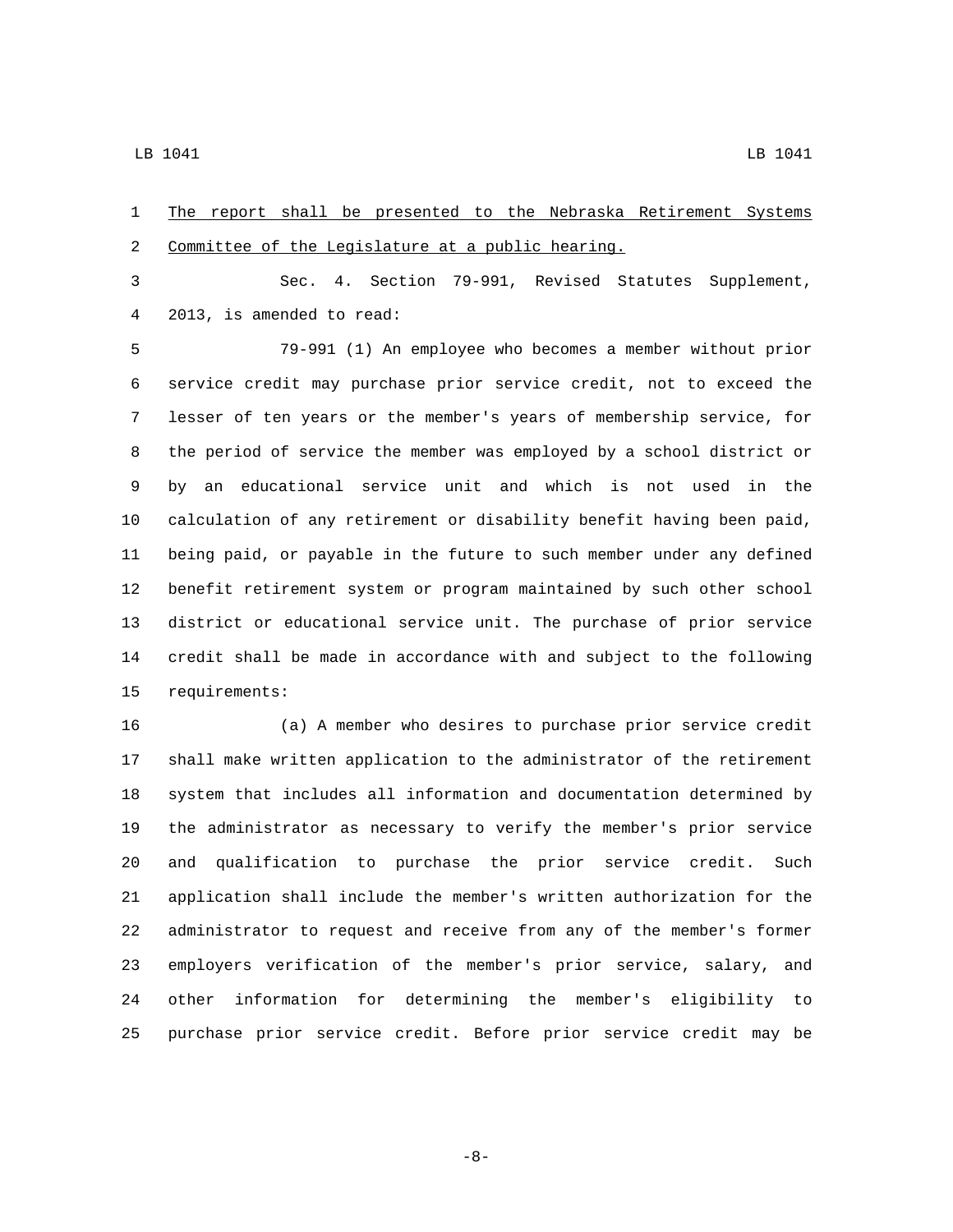The report shall be presented to the Nebraska Retirement Systems Committee of the Legislature at a public hearing.

Sec. 4. Section 79-991, Revised Statutes Supplement, 2013, is amended to read:

79-991 (1) An employee who becomes a member without prior service credit may purchase prior service credit, not to exceed the lesser of ten years or the member's years of membership service, for the period of service the member was employed by a school district or by an educational service unit and which is not used in the calculation of any retirement or disability benefit having been paid, being paid, or payable in the future to such member under any defined benefit retirement system or program maintained by such other school district or educational service unit. The purchase of prior service credit shall be made in accordance with and subject to the following requirements:

(a) A member who desires to purchase prior service credit shall make written application to the administrator of the retirement system that includes all information and documentation determined by the administrator as necessary to verify the member's prior service and qualification to purchase the prior service credit. Such application shall include the member's written authorization for the administrator to request and receive from any of the member's former employers verification of the member's prior service, salary, and other information for determining the member's eligibility to purchase prior service credit. Before prior service credit may be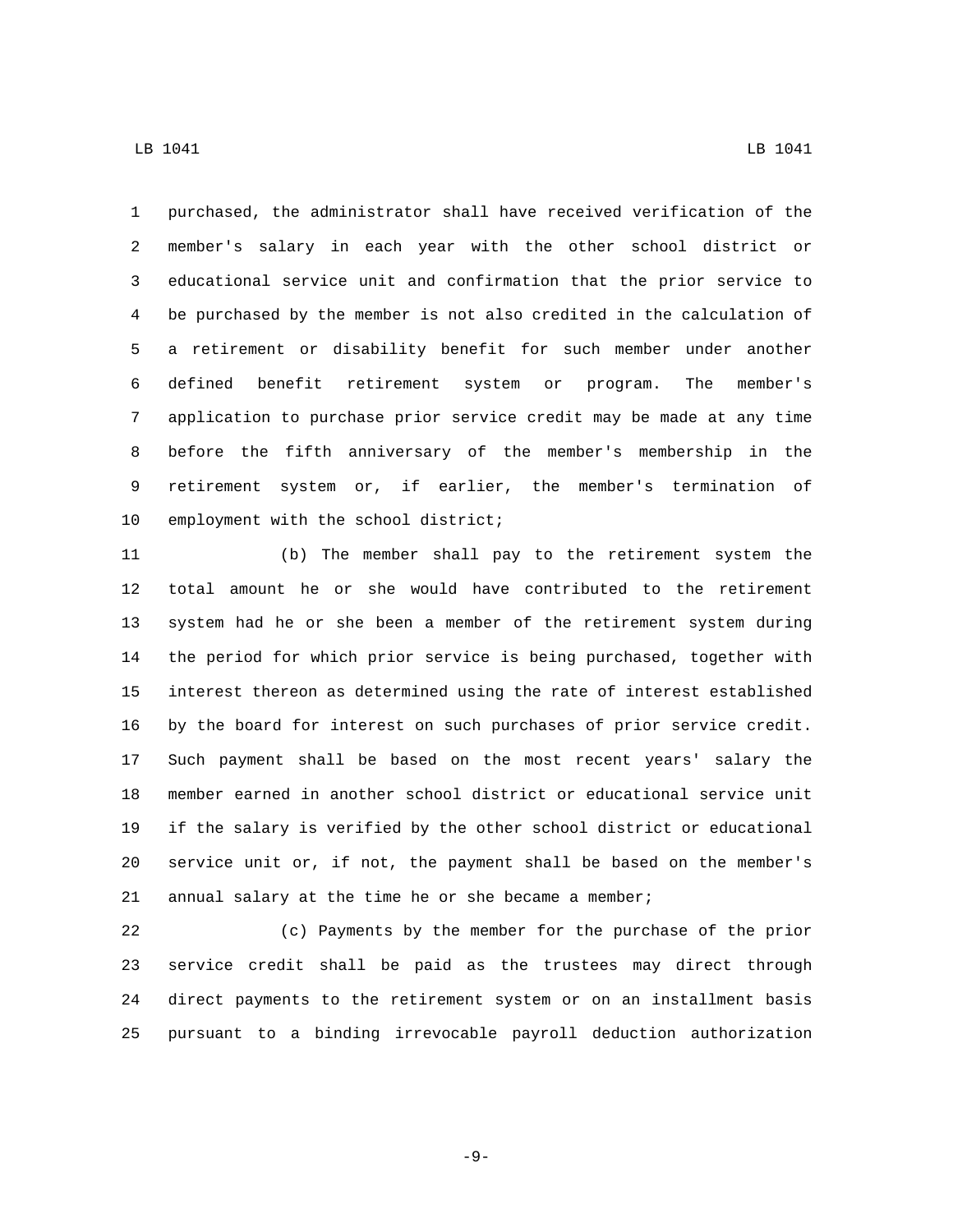purchased, the administrator shall have received verification of the member's salary in each year with the other school district or educational service unit and confirmation that the prior service to be purchased by the member is not also credited in the calculation of a retirement or disability benefit for such member under another defined benefit retirement system or program. The member's application to purchase prior service credit may be made at any time before the fifth anniversary of the member's membership in the retirement system or, if earlier, the member's termination of employment with the school district;

(b) The member shall pay to the retirement system the total amount he or she would have contributed to the retirement system had he or she been a member of the retirement system during the period for which prior service is being purchased, together with interest thereon as determined using the rate of interest established by the board for interest on such purchases of prior service credit. Such payment shall be based on the most recent years' salary the member earned in another school district or educational service unit if the salary is verified by the other school district or educational service unit or, if not, the payment shall be based on the member's annual salary at the time he or she became a member;

(c) Payments by the member for the purchase of the prior service credit shall be paid as the trustees may direct through direct payments to the retirement system or on an installment basis pursuant to a binding irrevocable payroll deduction authorization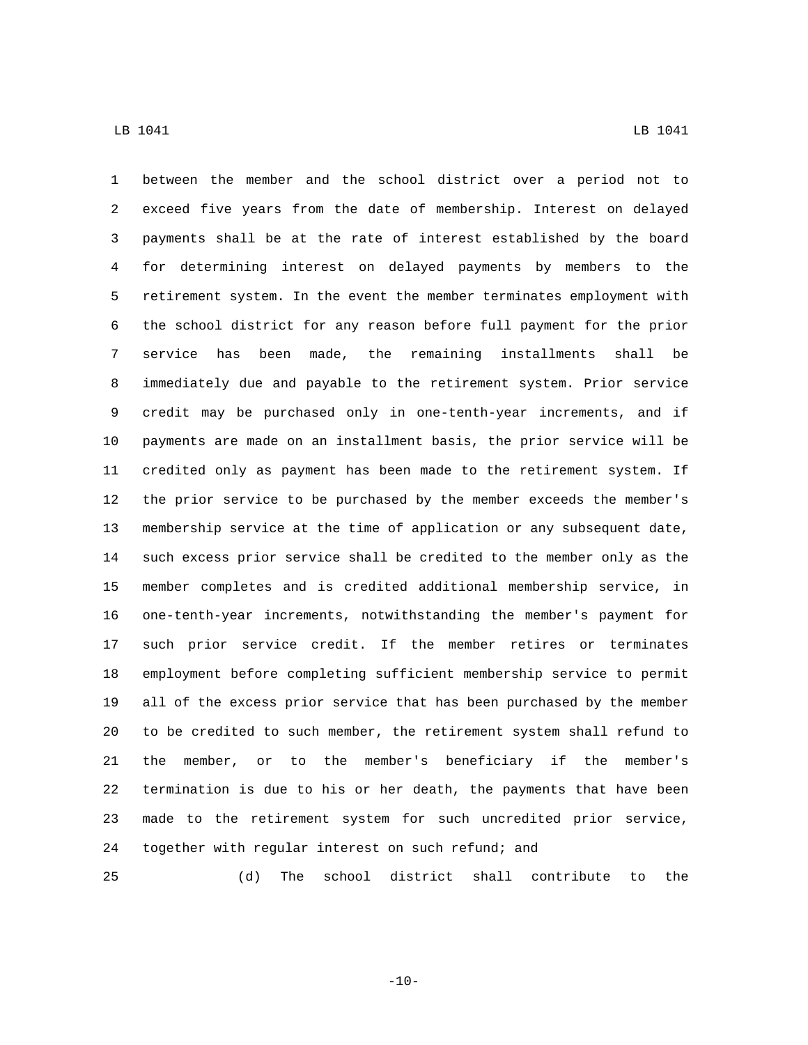between the member and the school district over a period not to exceed five years from the date of membership. Interest on delayed payments shall be at the rate of interest established by the board for determining interest on delayed payments by members to the retirement system. In the event the member terminates employment with the school district for any reason before full payment for the prior service has been made, the remaining installments shall be immediately due and payable to the retirement system. Prior service credit may be purchased only in one-tenth-year increments, and if payments are made on an installment basis, the prior service will be credited only as payment has been made to the retirement system. If the prior service to be purchased by the member exceeds the member's membership service at the time of application or any subsequent date, such excess prior service shall be credited to the member only as the member completes and is credited additional membership service, in one-tenth-year increments, notwithstanding the member's payment for such prior service credit. If the member retires or terminates employment before completing sufficient membership service to permit all of the excess prior service that has been purchased by the member to be credited to such member, the retirement system shall refund to the member, or to the member's beneficiary if the member's termination is due to his or her death, the payments that have been made to the retirement system for such uncredited prior service, together with regular interest on such refund; and

(d) The school district shall contribute to the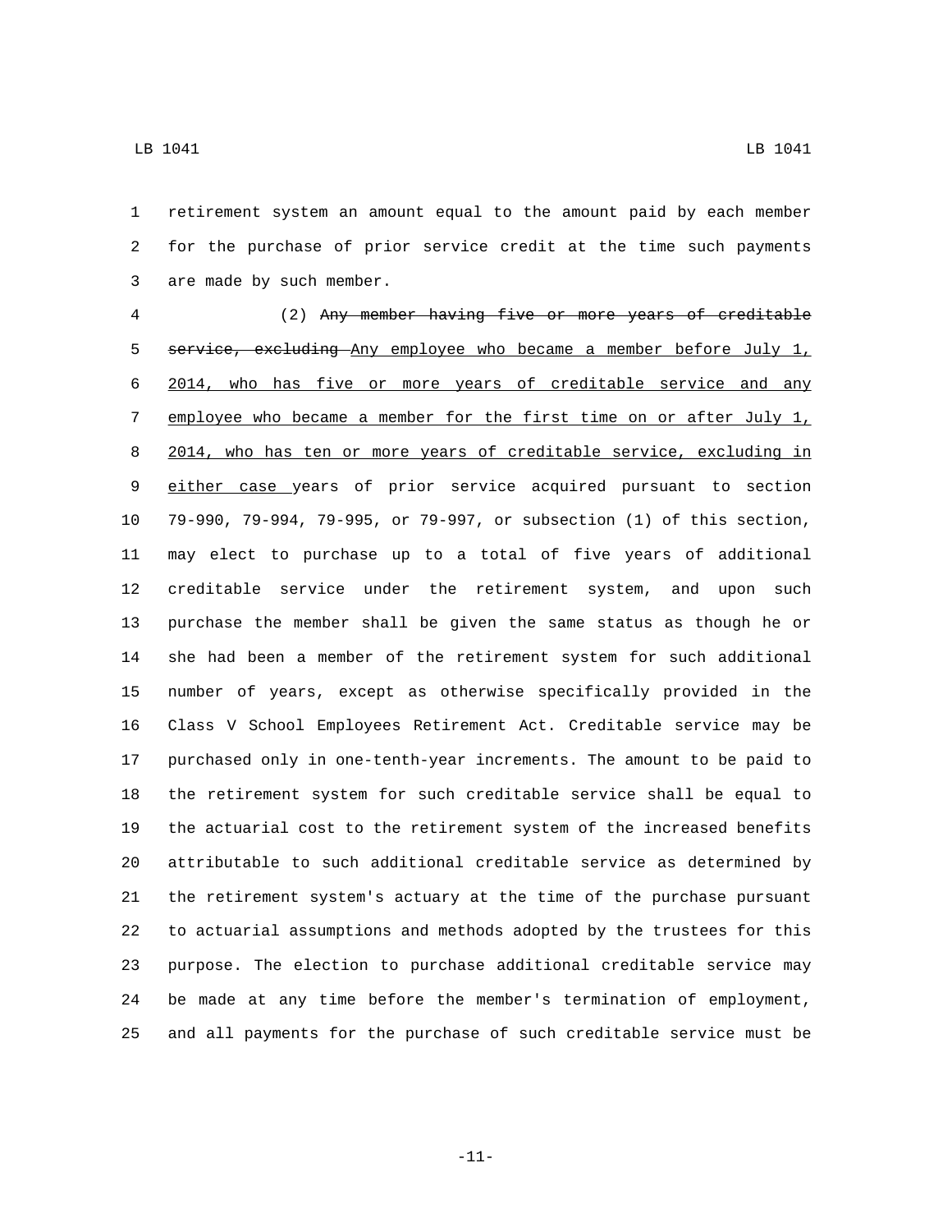retirement system an amount equal to the amount paid by each member for the purchase of prior service credit at the time such payments are made by such member.

(2) ~~Any member having five or more years of creditable service, excluding~~ <u>Any employee who became a member before July 1, 2014, who has five or more years of creditable service and any employee who became a member for the first time on or after July 1, 2014, who has ten or more years of creditable service, excluding in either case</u> years of prior service acquired pursuant to section 79-990, 79-994, 79-995, or 79-997, or subsection (1) of this section, may elect to purchase up to a total of five years of additional creditable service under the retirement system, and upon such purchase the member shall be given the same status as though he or she had been a member of the retirement system for such additional number of years, except as otherwise specifically provided in the Class V School Employees Retirement Act. Creditable service may be purchased only in one-tenth-year increments. The amount to be paid to the retirement system for such creditable service shall be equal to the actuarial cost to the retirement system of the increased benefits attributable to such additional creditable service as determined by the retirement system's actuary at the time of the purchase pursuant to actuarial assumptions and methods adopted by the trustees for this purpose. The election to purchase additional creditable service may be made at any time before the member's termination of employment, and all payments for the purchase of such creditable service must be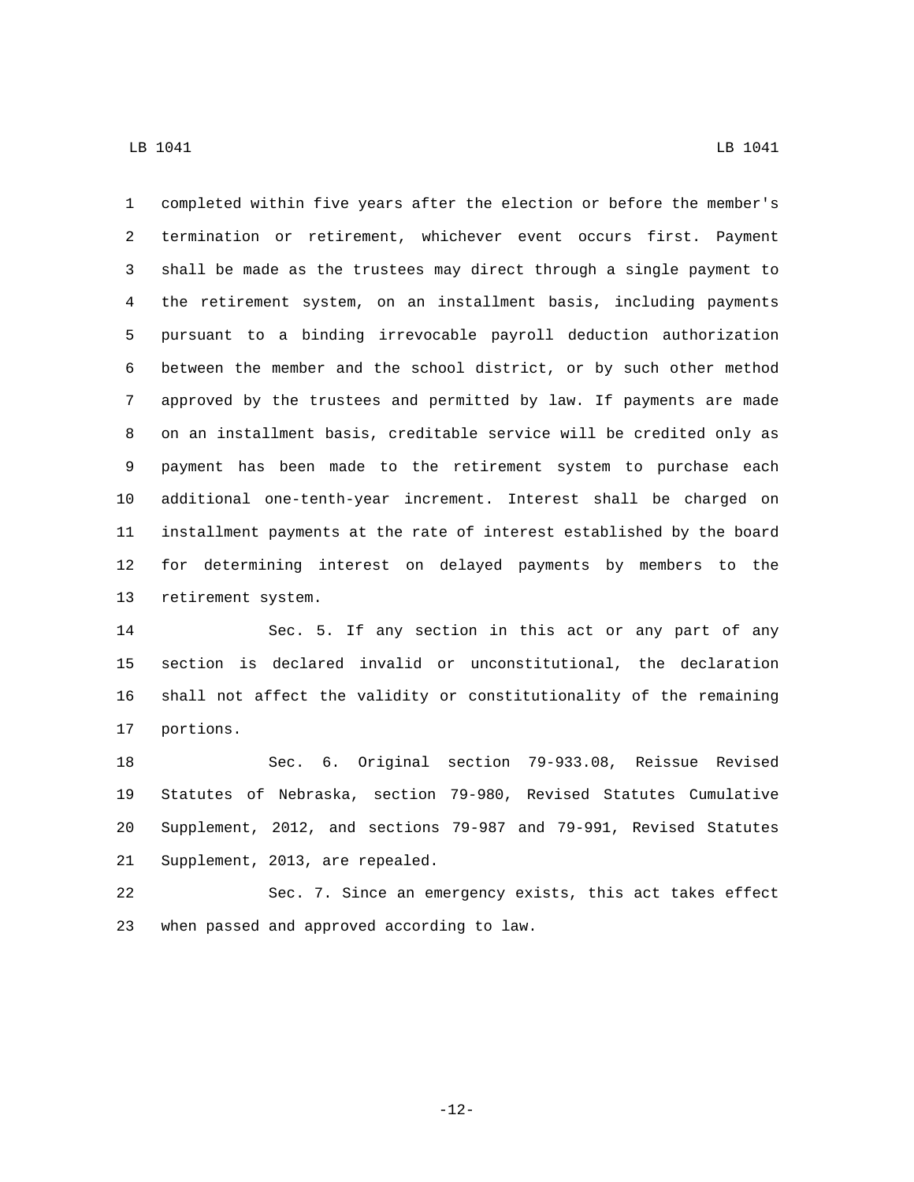completed within five years after the election or before the member's termination or retirement, whichever event occurs first. Payment shall be made as the trustees may direct through a single payment to the retirement system, on an installment basis, including payments pursuant to a binding irrevocable payroll deduction authorization between the member and the school district, or by such other method approved by the trustees and permitted by law. If payments are made on an installment basis, creditable service will be credited only as payment has been made to the retirement system to purchase each additional one-tenth-year increment. Interest shall be charged on installment payments at the rate of interest established by the board for determining interest on delayed payments by members to the retirement system.

Sec. 5. If any section in this act or any part of any section is declared invalid or unconstitutional, the declaration shall not affect the validity or constitutionality of the remaining portions.

Sec. 6. Original section 79-933.08, Reissue Revised Statutes of Nebraska, section 79-980, Revised Statutes Cumulative Supplement, 2012, and sections 79-987 and 79-991, Revised Statutes Supplement, 2013, are repealed.

Sec. 7. Since an emergency exists, this act takes effect when passed and approved according to law.